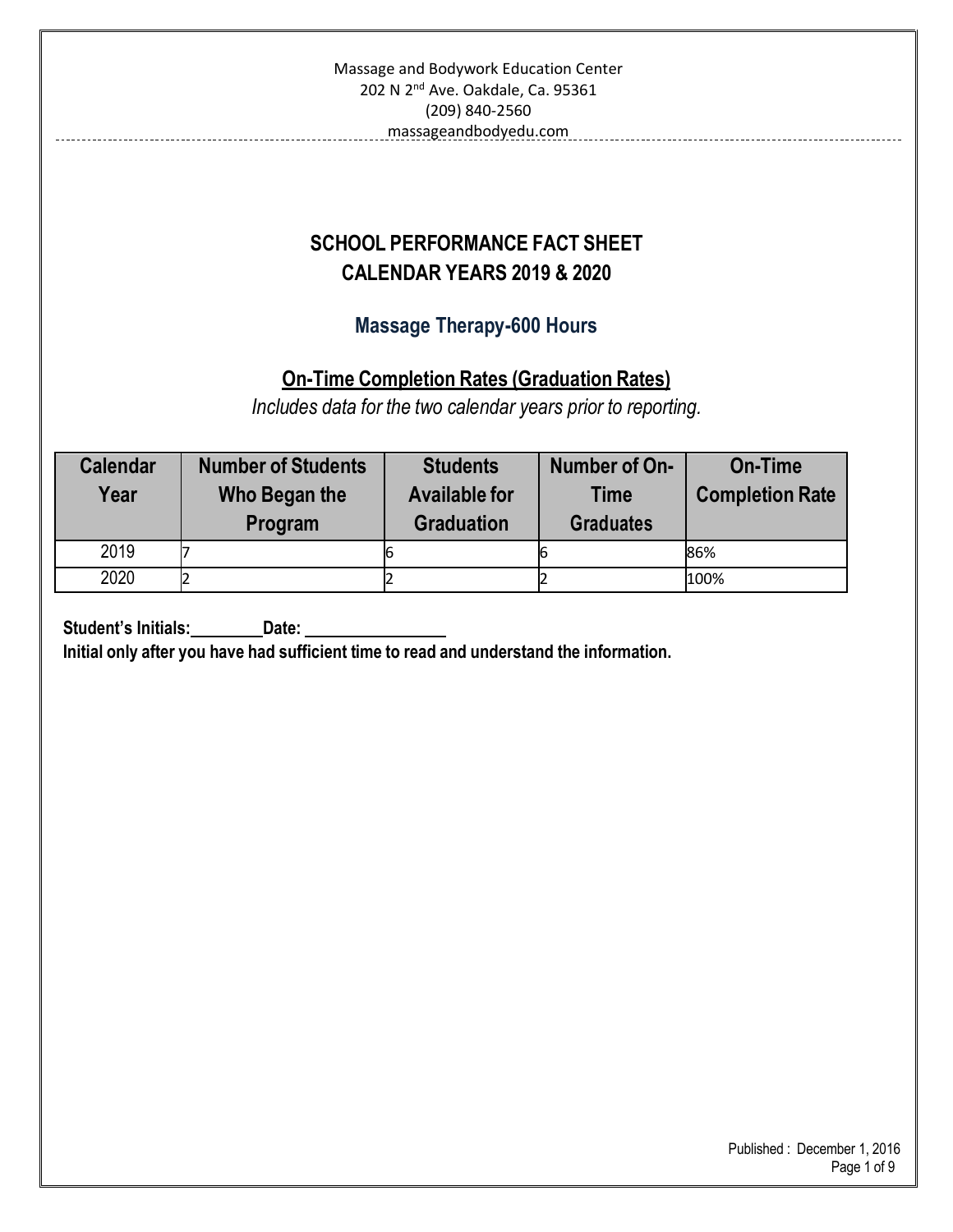Massage and Bodywork Education Center
202 N 2nd Ave. Oakdale, Ca. 95361
(209) 840-2560
massageandbodyedu.com

# SCHOOL PERFORMANCE FACT SHEET
# CALENDAR YEARS 2019 & 2020

## Massage Therapy-600 Hours

### On-Time Completion Rates (Graduation Rates)

*Includes data for the two calendar years prior to reporting.*

| Calendar Year | Number of Students Who Began the Program | Students Available for Graduation | Number of On-Time Graduates | On-Time Completion Rate |
|---|---|---|---|---|
| 2019 | 7 | 6 | 6 | 86% |
| 2020 | 2 | 2 | 2 | 100% |

**Student's Initials:\_\_\_\_\_\_\_\_ Date: \_\_\_\_\_\_\_\_\_\_\_\_\_\_\_\_**

**Initial only after you have had sufficient time to read and understand the information.**

Published : December 1, 2016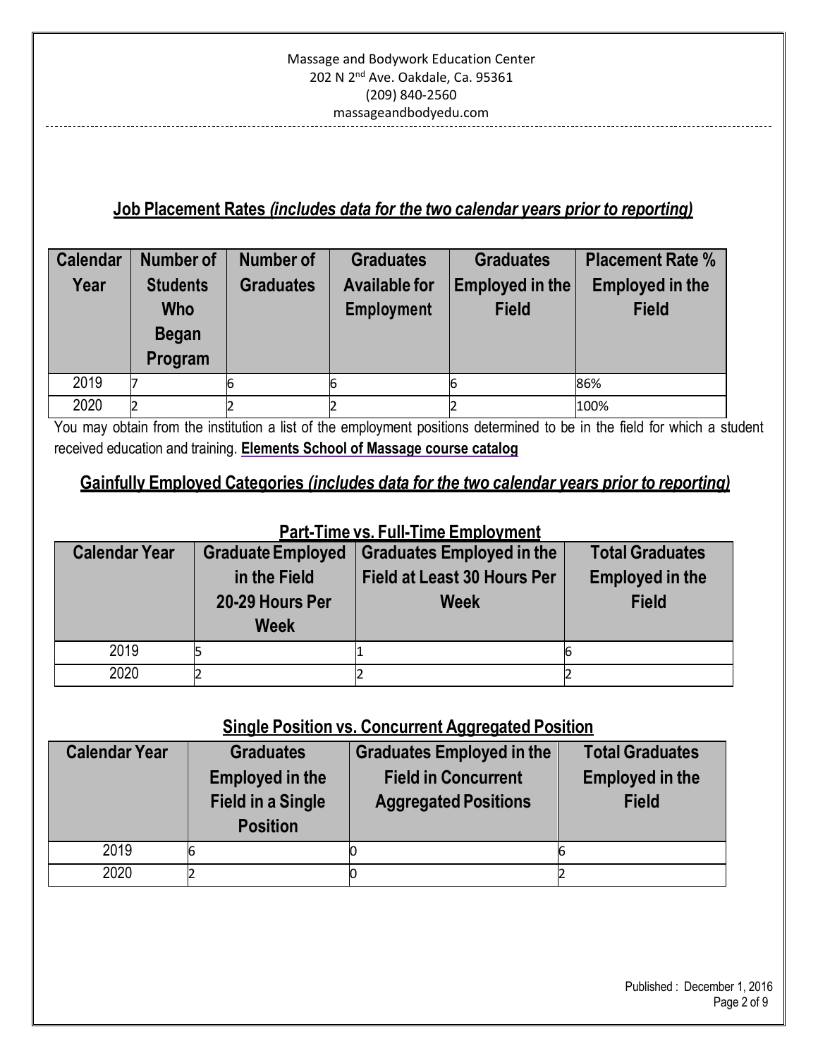Massage and Bodywork Education Center
202 N 2nd Ave. Oakdale, Ca. 95361
(209) 840-2560
massageandbodyedu.com

## Job Placement Rates *(includes data for the two calendar years prior to reporting)*

| Calendar Year | Number of Students Who Began Program | Number of Graduates | Graduates Available for Employment | Graduates Employed in the Field | Placement Rate % Employed in the Field |
|---|---|---|---|---|---|
| 2019 | 7 | 6 | 6 | 6 | 86% |
| 2020 | 2 | 2 | 2 | 2 | 100% |

You may obtain from the institution a list of the employment positions determined to be in the field for which a student received education and training. **Elements School of Massage course catalog**

## Gainfully Employed Categories *(includes data for the two calendar years prior to reporting)*

### Part-Time vs. Full-Time Employment

| Calendar Year | Graduate Employed in the Field 20-29 Hours Per Week | Graduates Employed in the Field at Least 30 Hours Per Week | Total Graduates Employed in the Field |
|---|---|---|---|
| 2019 | 5 | 1 | 6 |
| 2020 | 2 | 2 | 2 |

### Single Position vs. Concurrent Aggregated Position

| Calendar Year | Graduates Employed in the Field in a Single Position | Graduates Employed in the Field in Concurrent Aggregated Positions | Total Graduates Employed in the Field |
|---|---|---|---|
| 2019 | 6 | 0 | 6 |
| 2020 | 2 | 0 | 2 |

Published : December 1, 2016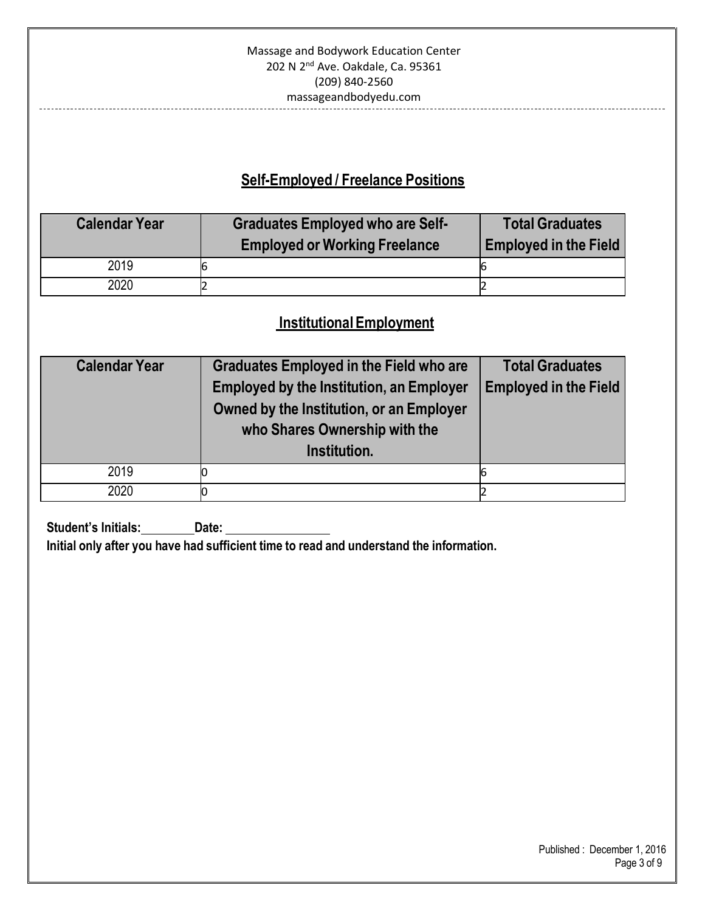## Self-Employed / Freelance Positions

| Calendar Year | Graduates Employed who are Self-Employed or Working Freelance | Total Graduates Employed in the Field |
|---|---|---|
| 2019 | 6 | 6 |
| 2020 | 2 | 2 |

## Institutional Employment

| Calendar Year | Graduates Employed in the Field who are Employed by the Institution, an Employer Owned by the Institution, or an Employer who Shares Ownership with the Institution. | Total Graduates Employed in the Field |
|---|---|---|
| 2019 | 0 | 6 |
| 2020 | 0 | 2 |

**Student's Initials:\_\_\_\_\_\_\_\_Date: \_\_\_\_\_\_\_\_\_\_\_\_\_\_\_\_**

**Initial only after you have had sufficient time to read and understand the information.**

Published : December 1, 2016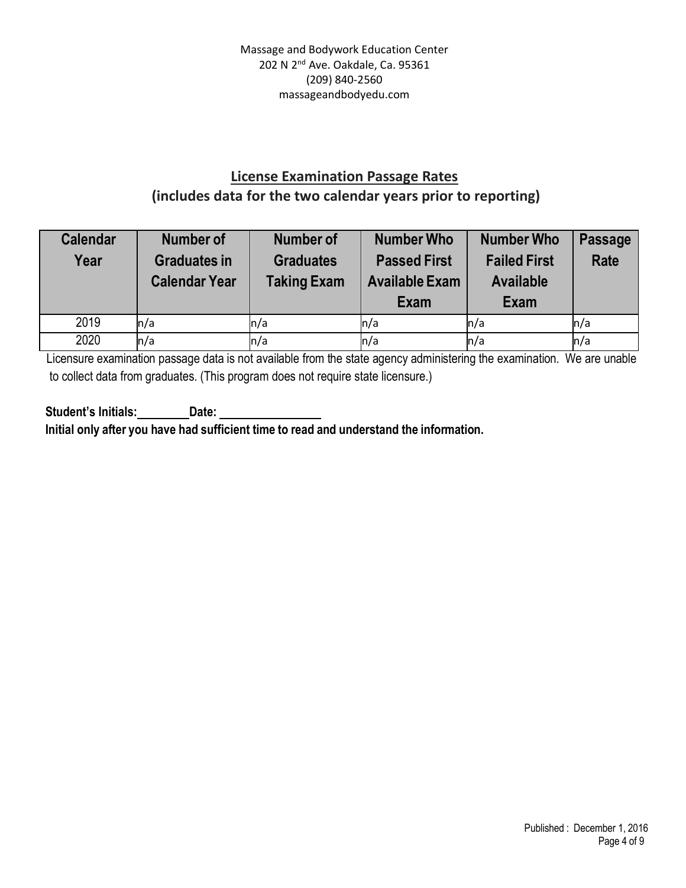Massage and Bodywork Education Center
202 N 2nd Ave. Oakdale, Ca. 95361
(209) 840-2560
massageandbodyedu.com

## License Examination Passage Rates
## (includes data for the two calendar years prior to reporting)

| Calendar Year | Number of Graduates in Calendar Year | Number of Graduates Taking Exam | Number Who Passed First Available Exam | Number Who Failed First Available Exam | Passage Rate |
|---|---|---|---|---|---|
| 2019 | n/a | n/a | n/a | n/a | n/a |
| 2020 | n/a | n/a | n/a | n/a | n/a |

Licensure examination passage data is not available from the state agency administering the examination. We are unable to collect data from graduates. (This program does not require state licensure.)

**Student's Initials:\_\_\_\_\_\_\_\_ Date: \_\_\_\_\_\_\_\_\_\_\_\_\_\_\_\_**

**Initial only after you have had sufficient time to read and understand the information.**

Published : December 1, 2016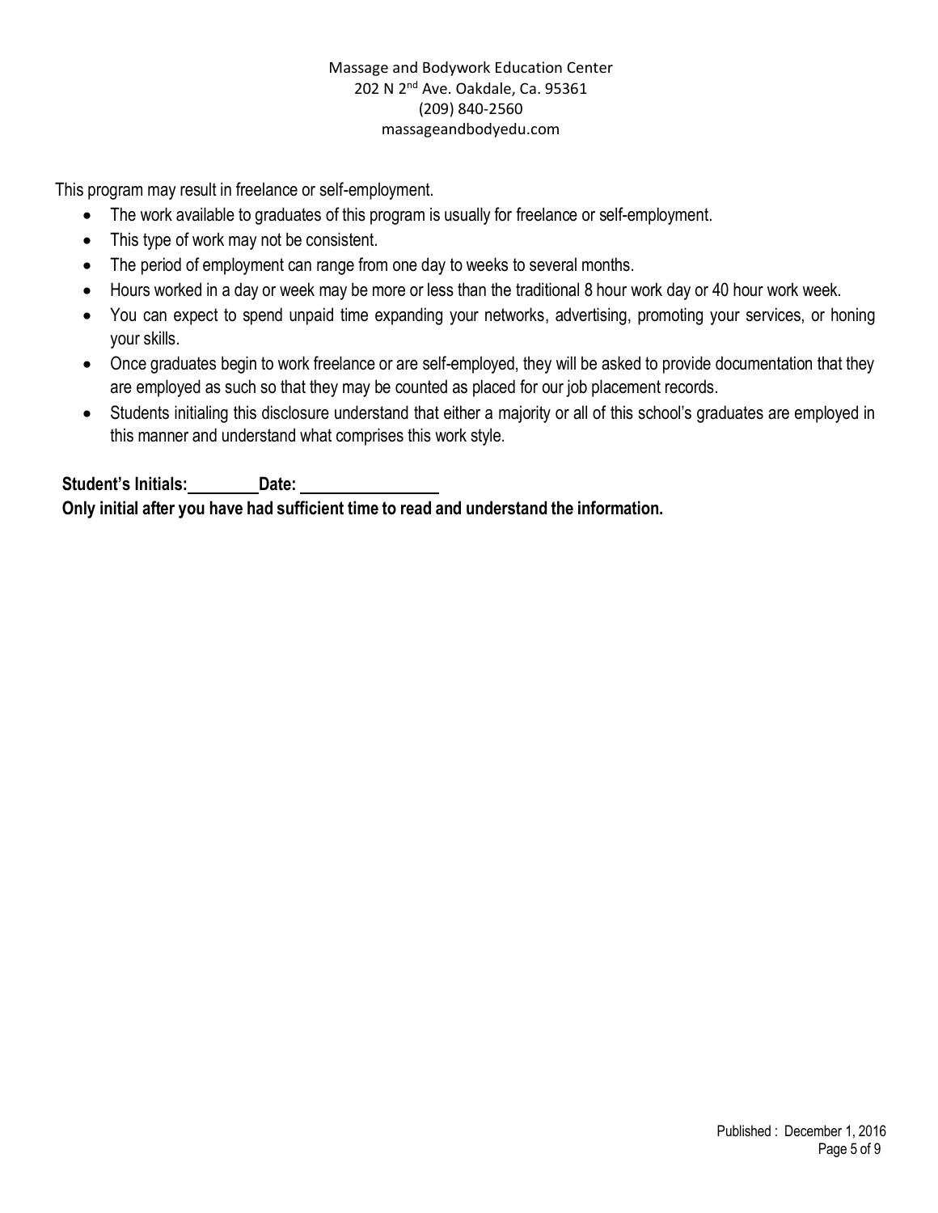This program may result in freelance or self-employment.

- The work available to graduates of this program is usually for freelance or self-employment.
- This type of work may not be consistent.
- The period of employment can range from one day to weeks to several months.
- Hours worked in a day or week may be more or less than the traditional 8 hour work day or 40 hour work week.
- You can expect to spend unpaid time expanding your networks, advertising, promoting your services, or honing your skills.
- Once graduates begin to work freelance or are self-employed, they will be asked to provide documentation that they are employed as such so that they may be counted as placed for our job placement records.
- Students initialing this disclosure understand that either a majority or all of this school's graduates are employed in this manner and understand what comprises this work style.

**Student's Initials:________ Date: ________________**

**Only initial after you have had sufficient time to read and understand the information.**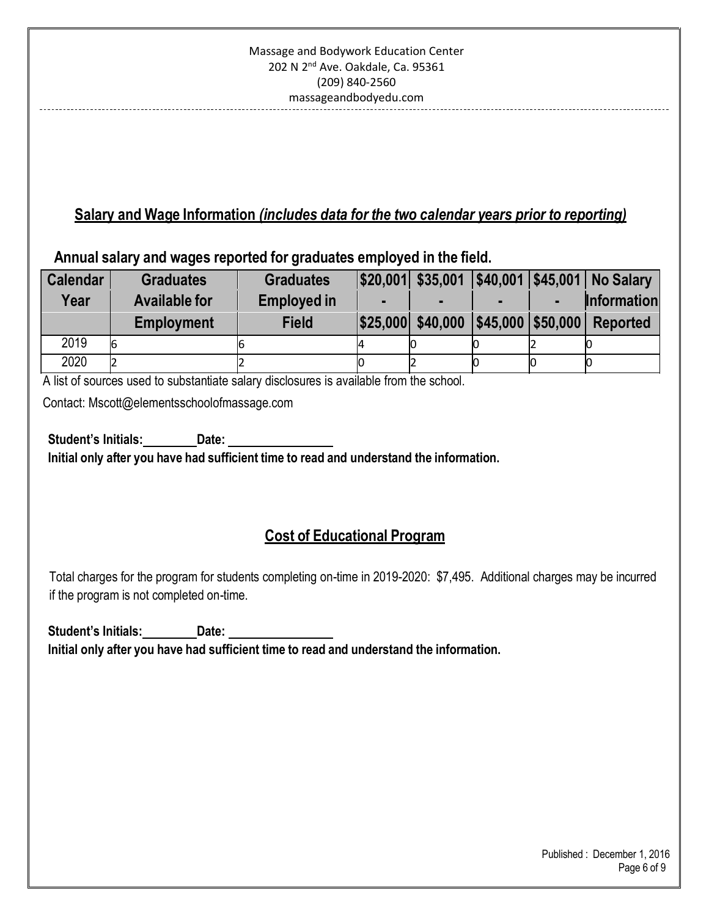Massage and Bodywork Education Center
202 N 2nd Ave. Oakdale, Ca. 95361
(209) 840-2560
massageandbodyedu.com

## Salary and Wage Information *(includes data for the two calendar years prior to reporting)*

**Annual salary and wages reported for graduates employed in the field.**

| Calendar Year | Graduates Available for Employment | Graduates Employed in Field | $20,001 - $25,000 | $35,001 - $40,000 | $40,001 - $45,000 | $45,001 - $50,000 | No Salary Information Reported |
|---|---|---|---|---|---|---|---|
| 2019 | 6 | 6 | 4 | 0 | 0 | 2 | 0 |
| 2020 | 2 | 2 | 0 | 2 | 0 | 0 | 0 |

A list of sources used to substantiate salary disclosures is available from the school.

Contact: Mscott@elementsschoolofmassage.com

**Student's Initials:\_\_\_\_\_\_\_\_ Date: \_\_\_\_\_\_\_\_\_\_\_\_\_\_\_\_**

**Initial only after you have had sufficient time to read and understand the information.**

## Cost of Educational Program

Total charges for the program for students completing on-time in 2019-2020: $7,495. Additional charges may be incurred if the program is not completed on-time.

**Student's Initials:\_\_\_\_\_\_\_\_ Date: \_\_\_\_\_\_\_\_\_\_\_\_\_\_\_\_**

**Initial only after you have had sufficient time to read and understand the information.**

Published : December 1, 2016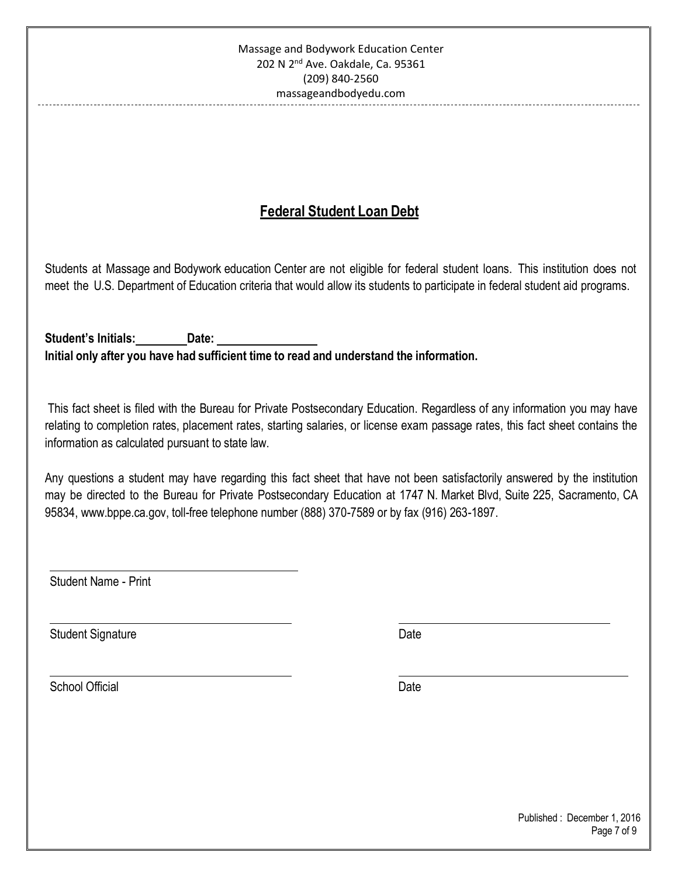Massage and Bodywork Education Center
202 N 2nd Ave. Oakdale, Ca. 95361
(209) 840-2560
massageandbodyedu.com

## Federal Student Loan Debt

Students at Massage and Bodywork education Center are not eligible for federal student loans. This institution does not meet the U.S. Department of Education criteria that would allow its students to participate in federal student aid programs.

**Student's Initials:\_\_\_\_\_\_\_\_ Date: \_\_\_\_\_\_\_\_\_\_\_\_\_\_\_\_**
**Initial only after you have had sufficient time to read and understand the information.**

This fact sheet is filed with the Bureau for Private Postsecondary Education. Regardless of any information you may have relating to completion rates, placement rates, starting salaries, or license exam passage rates, this fact sheet contains the information as calculated pursuant to state law.

Any questions a student may have regarding this fact sheet that have not been satisfactorily answered by the institution may be directed to the Bureau for Private Postsecondary Education at 1747 N. Market Blvd, Suite 225, Sacramento, CA 95834, www.bppe.ca.gov, toll-free telephone number (888) 370-7589 or by fax (916) 263-1897.

\_\_\_\_\_\_\_\_\_\_\_\_\_\_\_\_\_\_\_\_\_\_\_\_\_\_\_\_\_\_\_\_\_\_\_\_
Student Name - Print

\_\_\_\_\_\_\_\_\_\_\_\_\_\_\_\_\_\_\_\_\_\_\_\_\_\_\_\_\_\_\_\_\_\_\_\_ \_\_\_\_\_\_\_\_\_\_\_\_\_\_\_\_\_\_\_\_\_\_\_\_\_\_\_\_\_\_\_\_\_\_\_\_
Student Signature Date

\_\_\_\_\_\_\_\_\_\_\_\_\_\_\_\_\_\_\_\_\_\_\_\_\_\_\_\_\_\_\_\_\_\_\_\_ \_\_\_\_\_\_\_\_\_\_\_\_\_\_\_\_\_\_\_\_\_\_\_\_\_\_\_\_\_\_\_\_\_\_\_\_
School Official Date

Published : December 1, 2016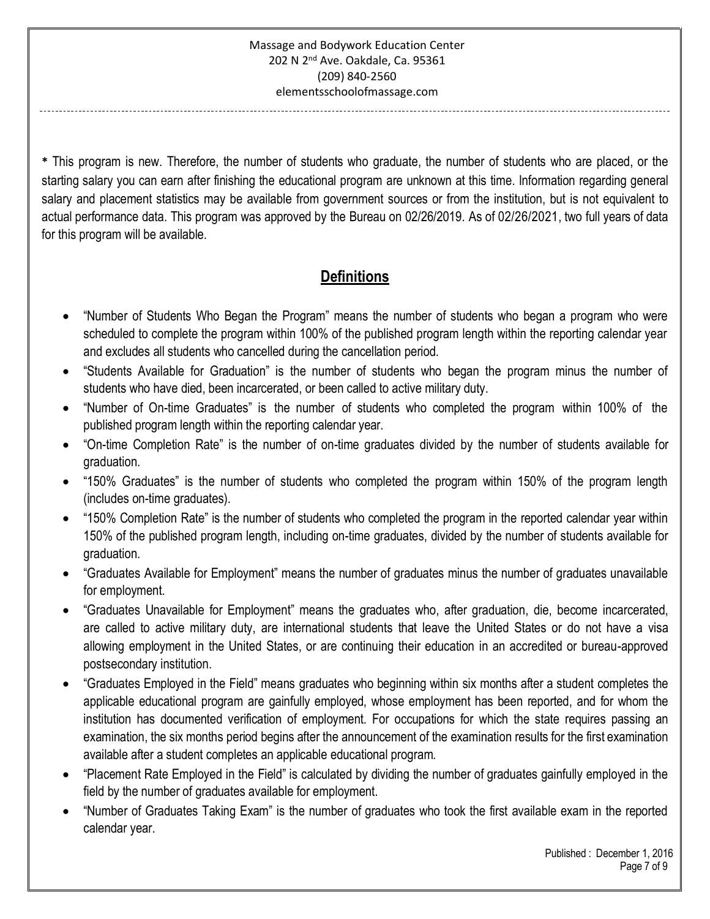* This program is new. Therefore, the number of students who graduate, the number of students who are placed, or the starting salary you can earn after finishing the educational program are unknown at this time. Information regarding general salary and placement statistics may be available from government sources or from the institution, but is not equivalent to actual performance data. This program was approved by the Bureau on 02/26/2019. As of 02/26/2021, two full years of data for this program will be available.

## Definitions

- "Number of Students Who Began the Program" means the number of students who began a program who were scheduled to complete the program within 100% of the published program length within the reporting calendar year and excludes all students who cancelled during the cancellation period.
- "Students Available for Graduation" is the number of students who began the program minus the number of students who have died, been incarcerated, or been called to active military duty.
- "Number of On-time Graduates" is the number of students who completed the program within 100% of the published program length within the reporting calendar year.
- "On-time Completion Rate" is the number of on-time graduates divided by the number of students available for graduation.
- "150% Graduates" is the number of students who completed the program within 150% of the program length (includes on-time graduates).
- "150% Completion Rate" is the number of students who completed the program in the reported calendar year within 150% of the published program length, including on-time graduates, divided by the number of students available for graduation.
- "Graduates Available for Employment" means the number of graduates minus the number of graduates unavailable for employment.
- "Graduates Unavailable for Employment" means the graduates who, after graduation, die, become incarcerated, are called to active military duty, are international students that leave the United States or do not have a visa allowing employment in the United States, or are continuing their education in an accredited or bureau-approved postsecondary institution.
- "Graduates Employed in the Field" means graduates who beginning within six months after a student completes the applicable educational program are gainfully employed, whose employment has been reported, and for whom the institution has documented verification of employment. For occupations for which the state requires passing an examination, the six months period begins after the announcement of the examination results for the first examination available after a student completes an applicable educational program.
- "Placement Rate Employed in the Field" is calculated by dividing the number of graduates gainfully employed in the field by the number of graduates available for employment.
- "Number of Graduates Taking Exam" is the number of graduates who took the first available exam in the reported calendar year.

Published : December 1, 2016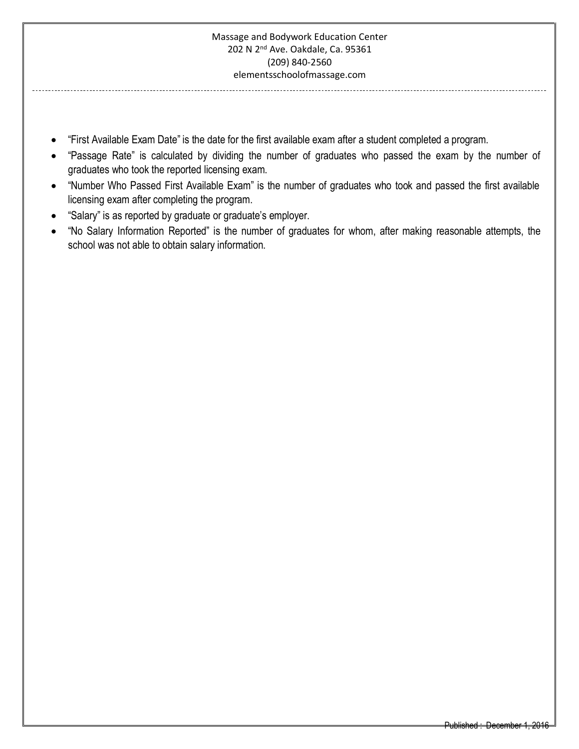- "First Available Exam Date" is the date for the first available exam after a student completed a program.
- "Passage Rate" is calculated by dividing the number of graduates who passed the exam by the number of graduates who took the reported licensing exam.
- "Number Who Passed First Available Exam" is the number of graduates who took and passed the first available licensing exam after completing the program.
- "Salary" is as reported by graduate or graduate's employer.
- "No Salary Information Reported" is the number of graduates for whom, after making reasonable attempts, the school was not able to obtain salary information.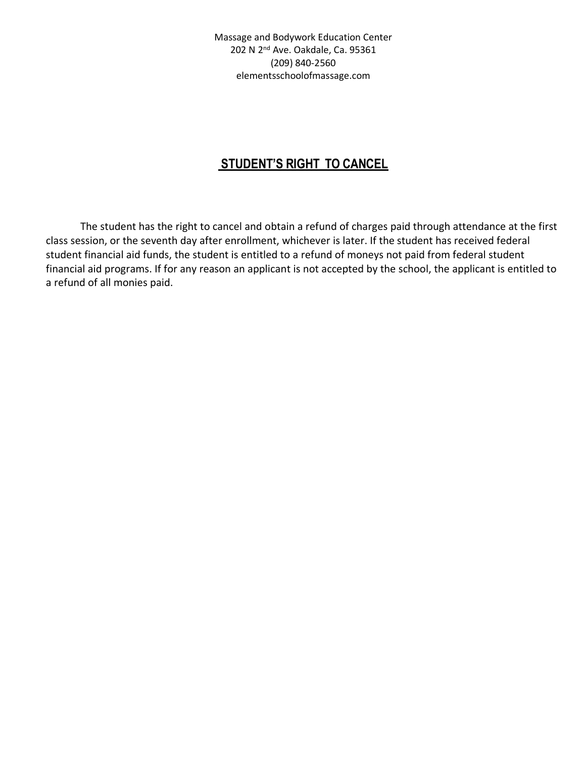Massage and Bodywork Education Center
202 N 2nd Ave. Oakdale, Ca. 95361
(209) 840-2560
elementsschoolofmassage.com

## STUDENT'S RIGHT TO CANCEL

The student has the right to cancel and obtain a refund of charges paid through attendance at the first class session, or the seventh day after enrollment, whichever is later. If the student has received federal student financial aid funds, the student is entitled to a refund of moneys not paid from federal student financial aid programs. If for any reason an applicant is not accepted by the school, the applicant is entitled to a refund of all monies paid.